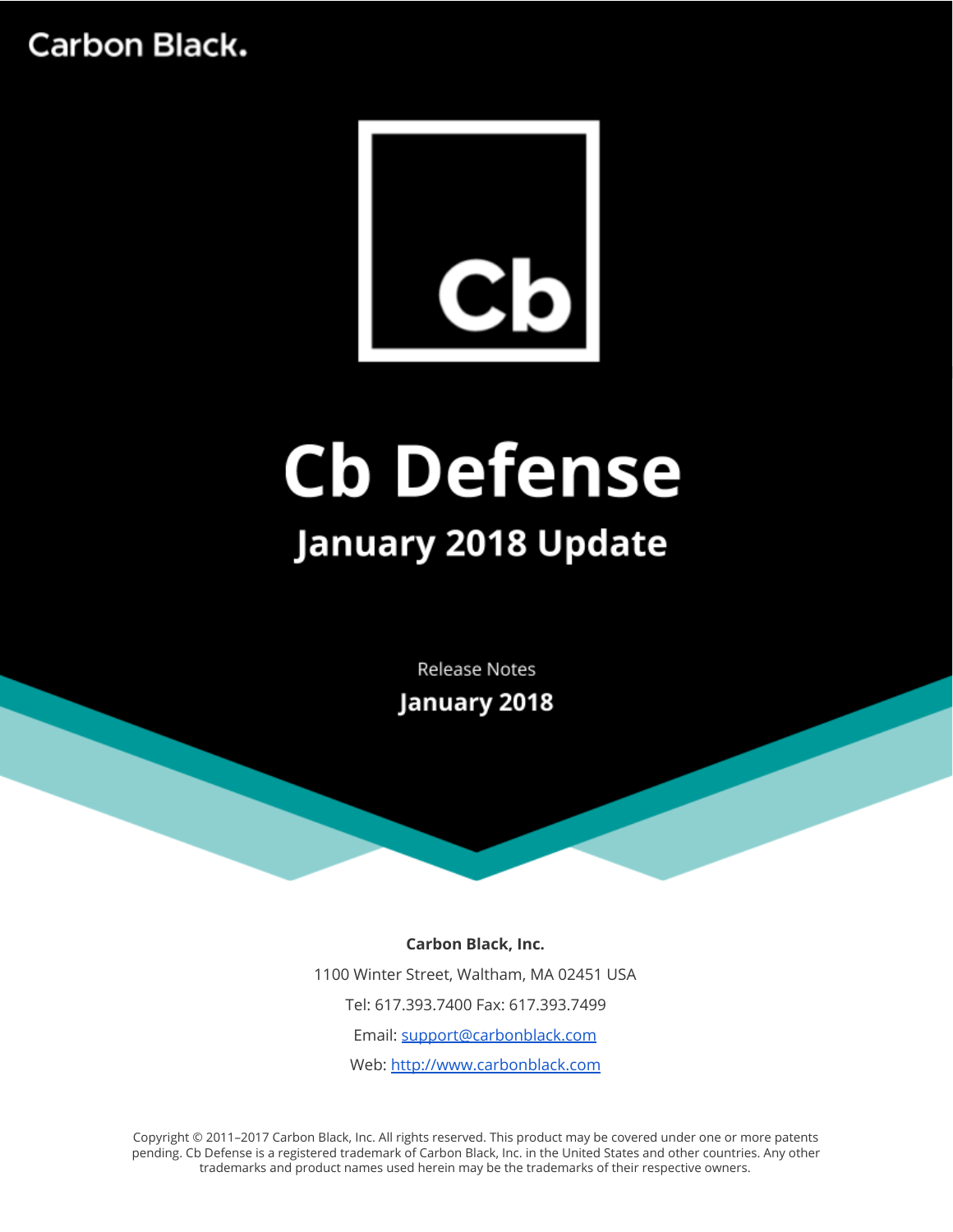Carbon Black.

Cb

# Cb Defense

## January 2018 Update

Release Notes

**January 2018**

**Carbon Black, Inc.**

1100 Winter Street, Waltham, MA 02451 USA

Tel: 617.393.7400 Fax: 617.393.7499

Email: [support@carbonblack.com](mailto:support@carbonblack.com)

Web: [http://www.carbonblack.com](http://www.carbonblack.com)

Copyright © 2011–2017 Carbon Black, Inc. All rights reserved. This product may be covered under one or more patents pending. Cb Defense is a registered trademark of Carbon Black, Inc. in the United States and other countries. Any other trademarks and product names used herein may be the trademarks of their respective owners.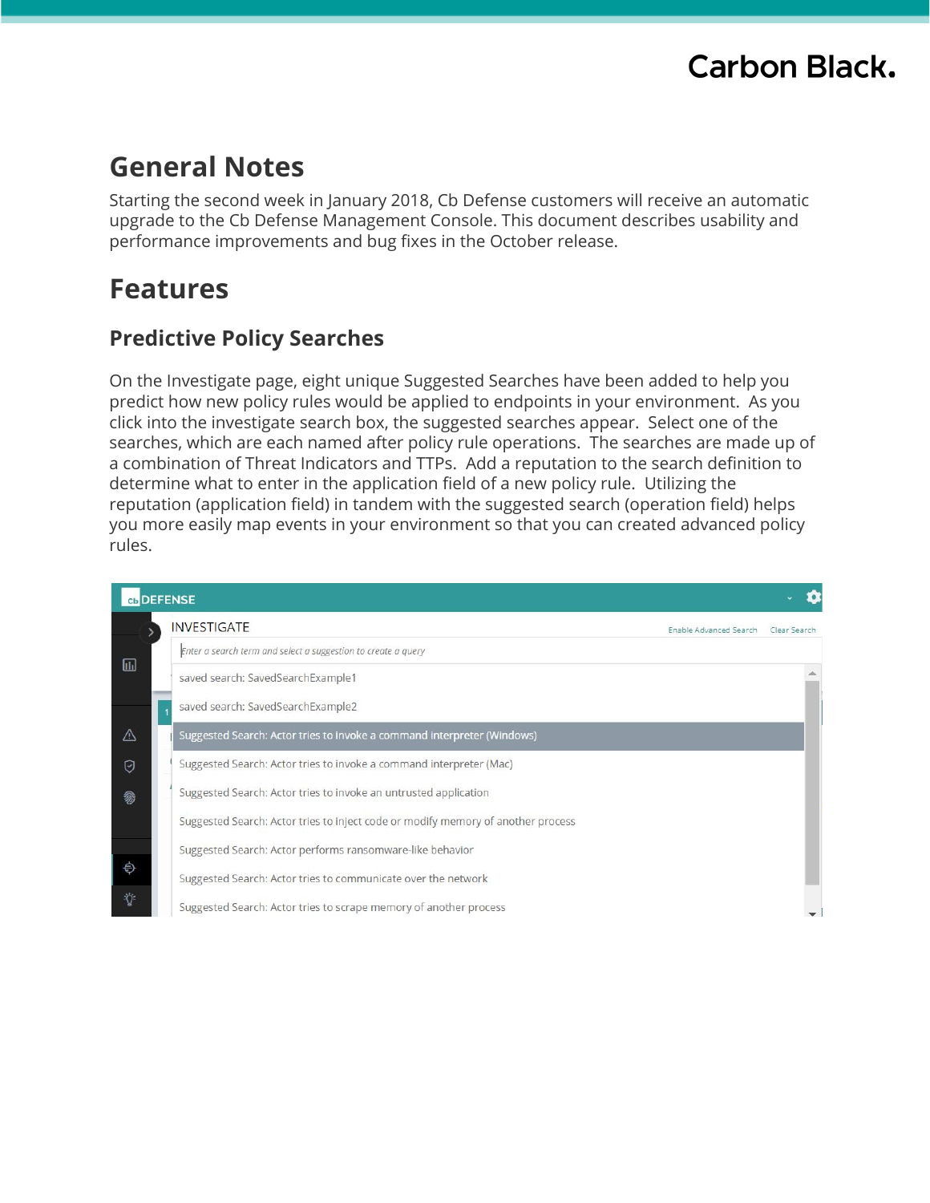## General Notes

Starting the second week in January 2018, Cb Defense customers will receive an automatic upgrade to the Cb Defense Management Console. This document describes usability and performance improvements and bug fixes in the October release.

## Features

### Predictive Policy Searches

On the Investigate page, eight unique Suggested Searches have been added to help you predict how new policy rules would be applied to endpoints in your environment. As you click into the investigate search box, the suggested searches appear. Select one of the searches, which are each named after policy rule operations. The searches are made up of a combination of Threat Indicators and TTPs. Add a reputation to the search definition to determine what to enter in the application field of a new policy rule. Utilizing the reputation (application field) in tandem with the suggested search (operation field) helps you more easily map events in your environment so that you can created advanced policy rules.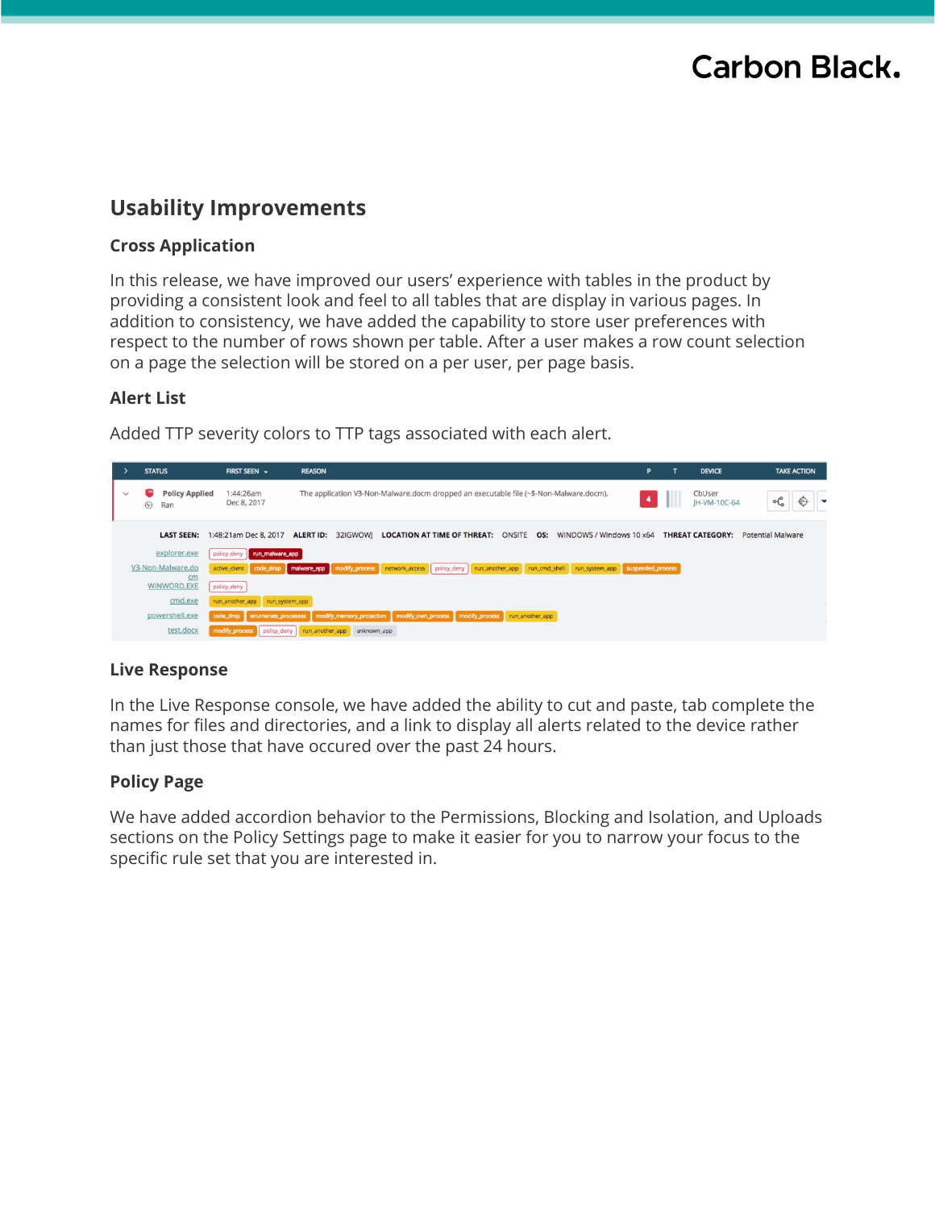## Usability Improvements

### Cross Application

In this release, we have improved our users' experience with tables in the product by providing a consistent look and feel to all tables that are display in various pages. In addition to consistency, we have added the capability to store user preferences with respect to the number of rows shown per table. After a user makes a row count selection on a page the selection will be stored on a per user, per page basis.

### Alert List

Added TTP severity colors to TTP tags associated with each alert.

### Live Response

In the Live Response console, we have added the ability to cut and paste, tab complete the names for files and directories, and a link to display all alerts related to the device rather than just those that have occured over the past 24 hours.

### Policy Page

We have added accordion behavior to the Permissions, Blocking and Isolation, and Uploads sections on the Policy Settings page to make it easier for you to narrow your focus to the specific rule set that you are interested in.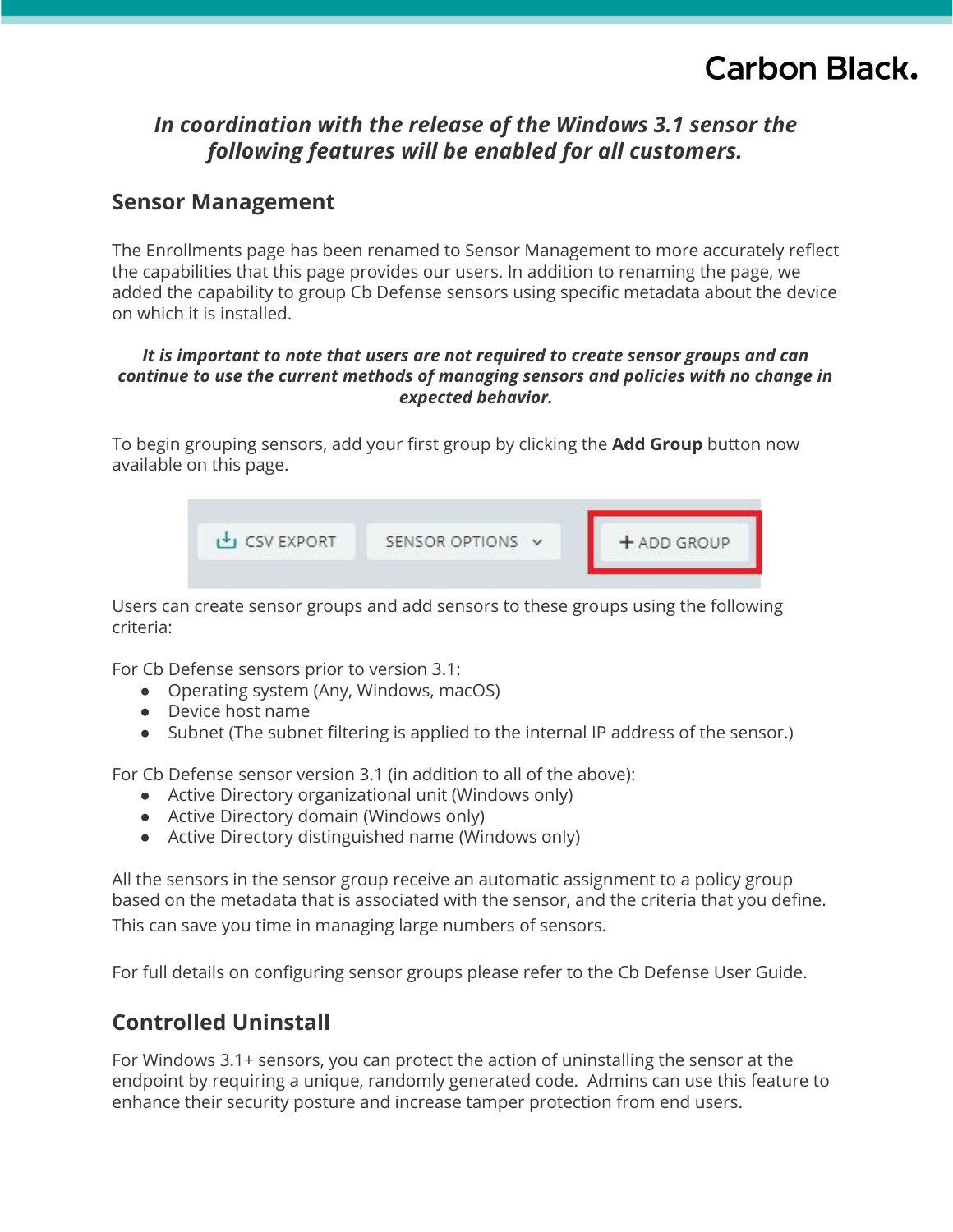*In coordination with the release of the Windows 3.1 sensor the following features will be enabled for all customers.*

## Sensor Management

The Enrollments page has been renamed to Sensor Management to more accurately reflect the capabilities that this page provides our users. In addition to renaming the page, we added the capability to group Cb Defense sensors using specific metadata about the device on which it is installed.

***It is important to note that users are not required to create sensor groups and can continue to use the current methods of managing sensors and policies with no change in expected behavior.***

To begin grouping sensors, add your first group by clicking the **Add Group** button now available on this page.

Users can create sensor groups and add sensors to these groups using the following criteria:

For Cb Defense sensors prior to version 3.1:

- Operating system (Any, Windows, macOS)
- Device host name
- Subnet (The subnet filtering is applied to the internal IP address of the sensor.)

For Cb Defense sensor version 3.1 (in addition to all of the above):

- Active Directory organizational unit (Windows only)
- Active Directory domain (Windows only)
- Active Directory distinguished name (Windows only)

All the sensors in the sensor group receive an automatic assignment to a policy group based on the metadata that is associated with the sensor, and the criteria that you define. This can save you time in managing large numbers of sensors.

For full details on configuring sensor groups please refer to the Cb Defense User Guide.

## Controlled Uninstall

For Windows 3.1+ sensors, you can protect the action of uninstalling the sensor at the endpoint by requiring a unique, randomly generated code. Admins can use this feature to enhance their security posture and increase tamper protection from end users.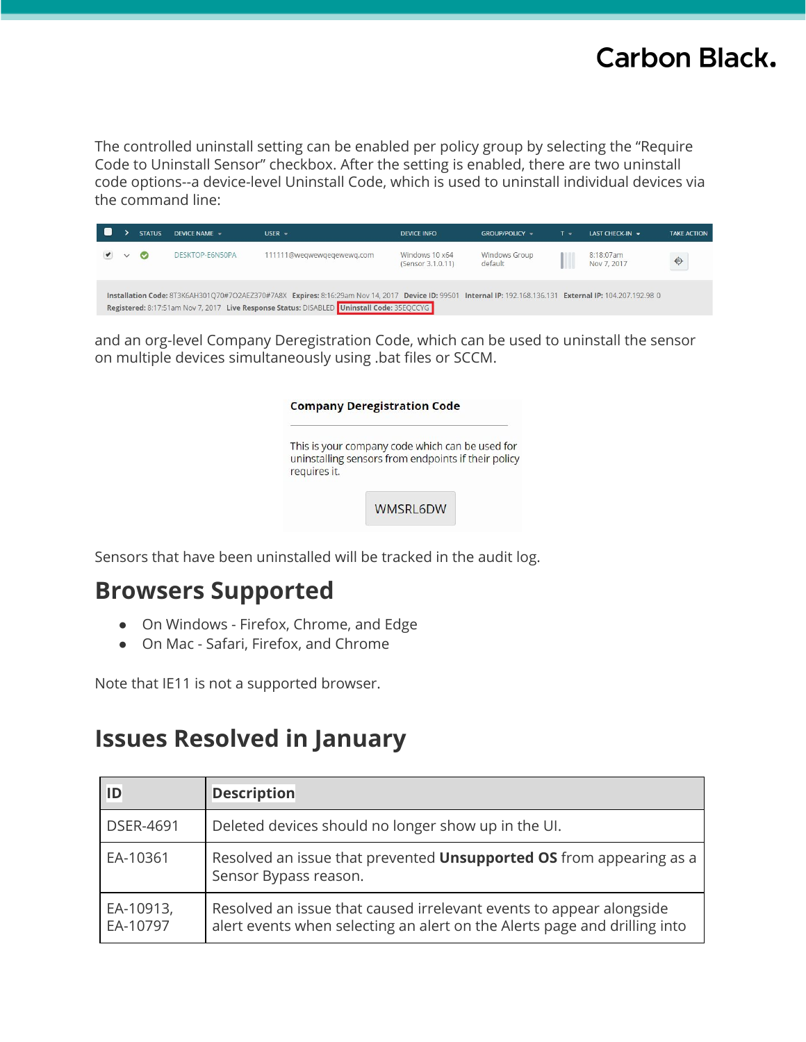The controlled uninstall setting can be enabled per policy group by selecting the “Require Code to Uninstall Sensor” checkbox. After the setting is enabled, there are two uninstall code options--a device-level Uninstall Code, which is used to uninstall individual devices via the command line:

and an org-level Company Deregistration Code, which can be used to uninstall the sensor on multiple devices simultaneously using .bat files or SCCM.

Sensors that have been uninstalled will be tracked in the audit log.

## Browsers Supported

- On Windows - Firefox, Chrome, and Edge
- On Mac - Safari, Firefox, and Chrome

Note that IE11 is not a supported browser.

## Issues Resolved in January

| ID | Description |
| --- | --- |
| DSER-4691 | Deleted devices should no longer show up in the UI. |
| EA-10361 | Resolved an issue that prevented **Unsupported OS** from appearing as a Sensor Bypass reason. |
| EA-10913, EA-10797 | Resolved an issue that caused irrelevant events to appear alongside alert events when selecting an alert on the Alerts page and drilling into |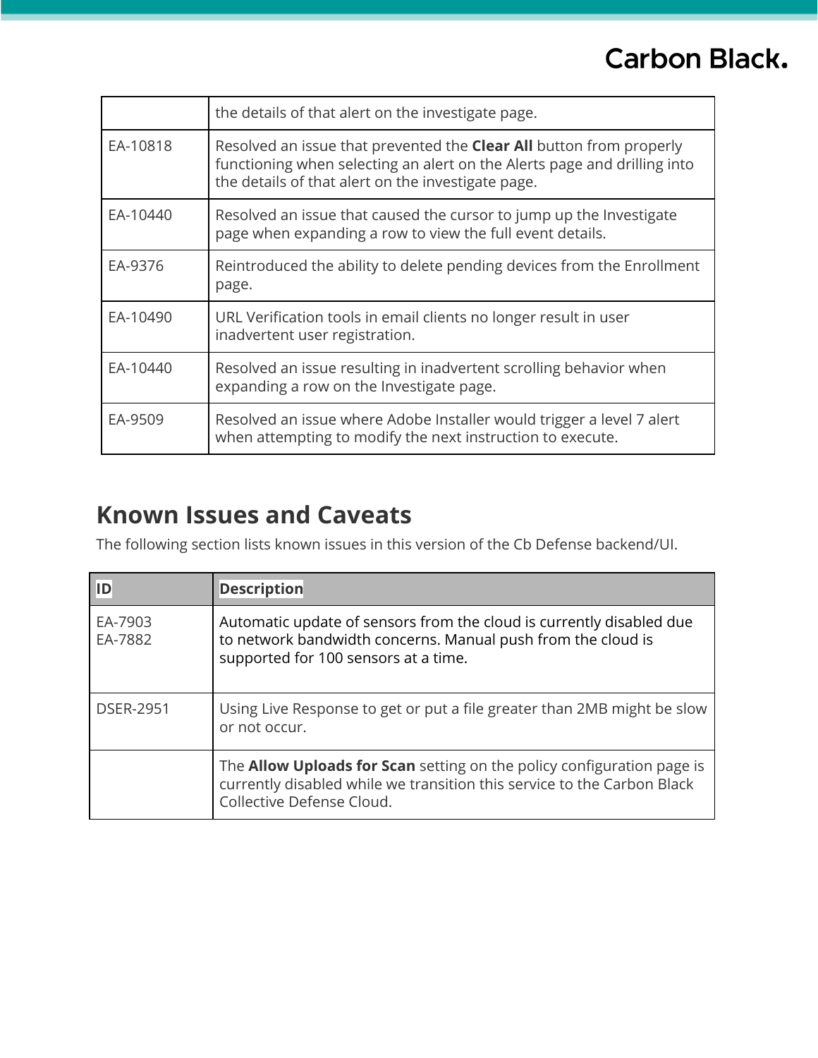| | |
|---|---|
| | the details of that alert on the investigate page. |
| EA-10818 | Resolved an issue that prevented the **Clear All** button from properly functioning when selecting an alert on the Alerts page and drilling into the details of that alert on the investigate page. |
| EA-10440 | Resolved an issue that caused the cursor to jump up the Investigate page when expanding a row to view the full event details. |
| EA-9376 | Reintroduced the ability to delete pending devices from the Enrollment page. |
| EA-10490 | URL Verification tools in email clients no longer result in user inadvertent user registration. |
| EA-10440 | Resolved an issue resulting in inadvertent scrolling behavior when expanding a row on the Investigate page. |
| EA-9509 | Resolved an issue where Adobe Installer would trigger a level 7 alert when attempting to modify the next instruction to execute. |

## Known Issues and Caveats

The following section lists known issues in this version of the Cb Defense backend/UI.

| ID | Description |
|---|---|
| EA-7903<br>EA-7882 | Automatic update of sensors from the cloud is currently disabled due to network bandwidth concerns. Manual push from the cloud is supported for 100 sensors at a time. |
| DSER-2951 | Using Live Response to get or put a file greater than 2MB might be slow or not occur. |
| | The **Allow Uploads for Scan** setting on the policy configuration page is currently disabled while we transition this service to the Carbon Black Collective Defense Cloud. |